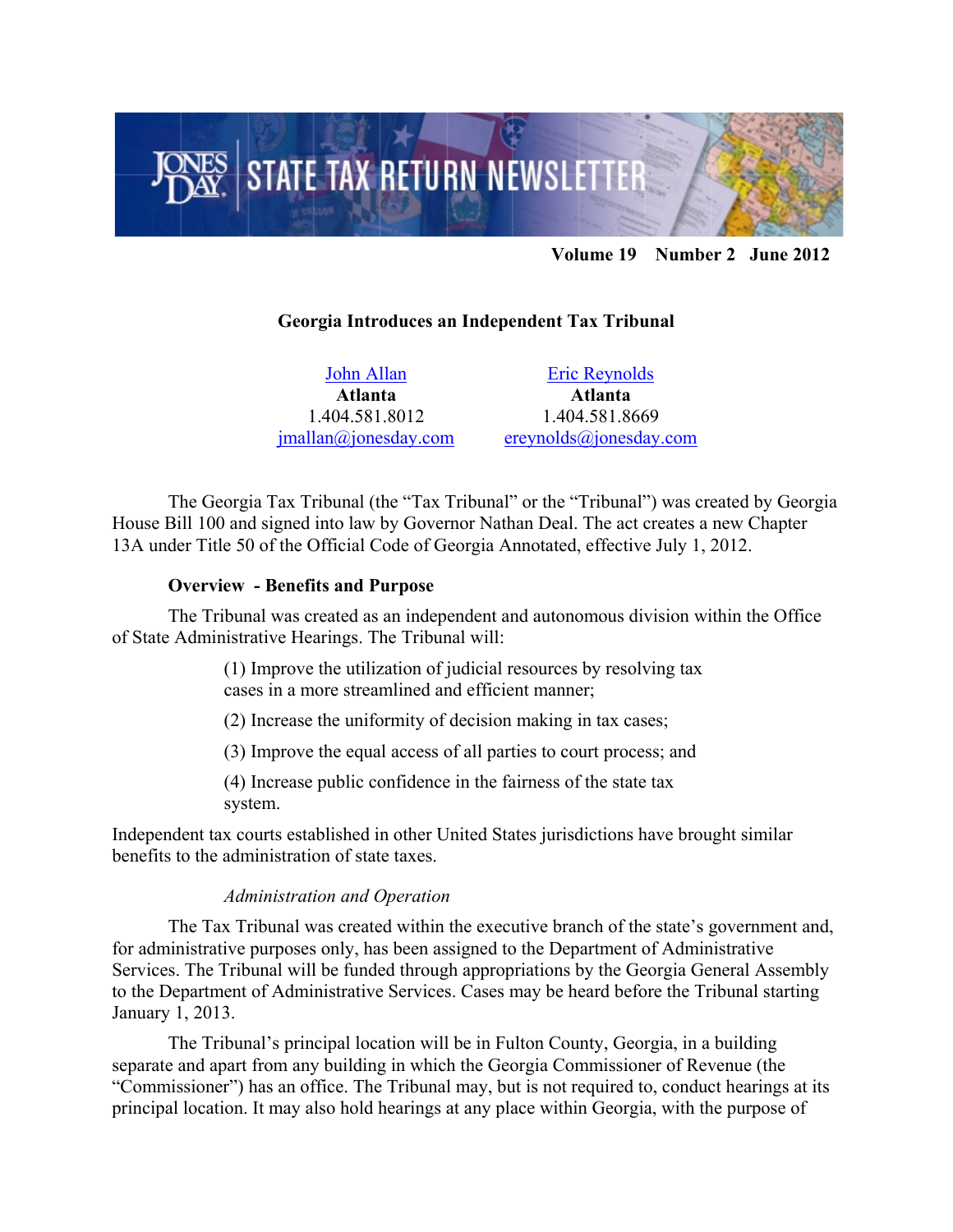# JONES DAY STATE TAX RETURN NEWSLETTER

**Volume 19 Number 2 June 2012**

## Georgia Introduces an Independent Tax Tribunal

| John Allan | Eric Reynolds |
|---|---|
| **Atlanta** | **Atlanta** |
| 1.404.581.8012 | 1.404.581.8669 |
| jmallan@jonesday.com | ereynolds@jonesday.com |

The Georgia Tax Tribunal (the "Tax Tribunal" or the "Tribunal") was created by Georgia House Bill 100 and signed into law by Governor Nathan Deal. The act creates a new Chapter 13A under Title 50 of the Official Code of Georgia Annotated, effective July 1, 2012.

### Overview - Benefits and Purpose

The Tribunal was created as an independent and autonomous division within the Office of State Administrative Hearings. The Tribunal will:

> (1) Improve the utilization of judicial resources by resolving tax cases in a more streamlined and efficient manner;
>
> (2) Increase the uniformity of decision making in tax cases;
>
> (3) Improve the equal access of all parties to court process; and
>
> (4) Increase public confidence in the fairness of the state tax system.

Independent tax courts established in other United States jurisdictions have brought similar benefits to the administration of state taxes.

#### *Administration and Operation*

The Tax Tribunal was created within the executive branch of the state's government and, for administrative purposes only, has been assigned to the Department of Administrative Services. The Tribunal will be funded through appropriations by the Georgia General Assembly to the Department of Administrative Services. Cases may be heard before the Tribunal starting January 1, 2013.

The Tribunal's principal location will be in Fulton County, Georgia, in a building separate and apart from any building in which the Georgia Commissioner of Revenue (the "Commissioner") has an office. The Tribunal may, but is not required to, conduct hearings at its principal location. It may also hold hearings at any place within Georgia, with the purpose of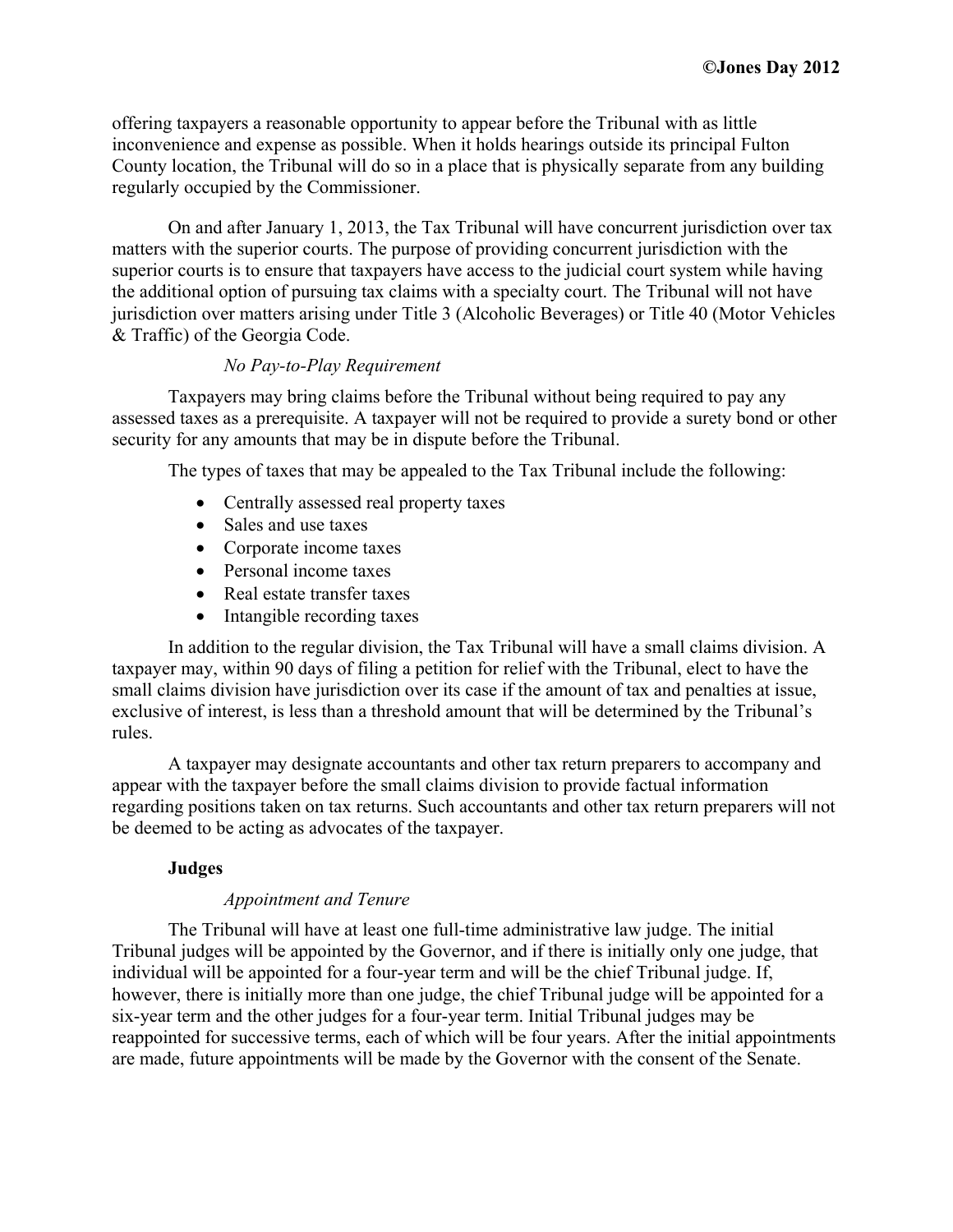offering taxpayers a reasonable opportunity to appear before the Tribunal with as little inconvenience and expense as possible. When it holds hearings outside its principal Fulton County location, the Tribunal will do so in a place that is physically separate from any building regularly occupied by the Commissioner.

On and after January 1, 2013, the Tax Tribunal will have concurrent jurisdiction over tax matters with the superior courts. The purpose of providing concurrent jurisdiction with the superior courts is to ensure that taxpayers have access to the judicial court system while having the additional option of pursuing tax claims with a specialty court. The Tribunal will not have jurisdiction over matters arising under Title 3 (Alcoholic Beverages) or Title 40 (Motor Vehicles & Traffic) of the Georgia Code.

*No Pay-to-Play Requirement*

Taxpayers may bring claims before the Tribunal without being required to pay any assessed taxes as a prerequisite. A taxpayer will not be required to provide a surety bond or other security for any amounts that may be in dispute before the Tribunal.

The types of taxes that may be appealed to the Tax Tribunal include the following:

- Centrally assessed real property taxes
- Sales and use taxes
- Corporate income taxes
- Personal income taxes
- Real estate transfer taxes
- Intangible recording taxes

In addition to the regular division, the Tax Tribunal will have a small claims division. A taxpayer may, within 90 days of filing a petition for relief with the Tribunal, elect to have the small claims division have jurisdiction over its case if the amount of tax and penalties at issue, exclusive of interest, is less than a threshold amount that will be determined by the Tribunal's rules.

A taxpayer may designate accountants and other tax return preparers to accompany and appear with the taxpayer before the small claims division to provide factual information regarding positions taken on tax returns. Such accountants and other tax return preparers will not be deemed to be acting as advocates of the taxpayer.

**Judges**

*Appointment and Tenure*

The Tribunal will have at least one full-time administrative law judge. The initial Tribunal judges will be appointed by the Governor, and if there is initially only one judge, that individual will be appointed for a four-year term and will be the chief Tribunal judge. If, however, there is initially more than one judge, the chief Tribunal judge will be appointed for a six-year term and the other judges for a four-year term. Initial Tribunal judges may be reappointed for successive terms, each of which will be four years. After the initial appointments are made, future appointments will be made by the Governor with the consent of the Senate.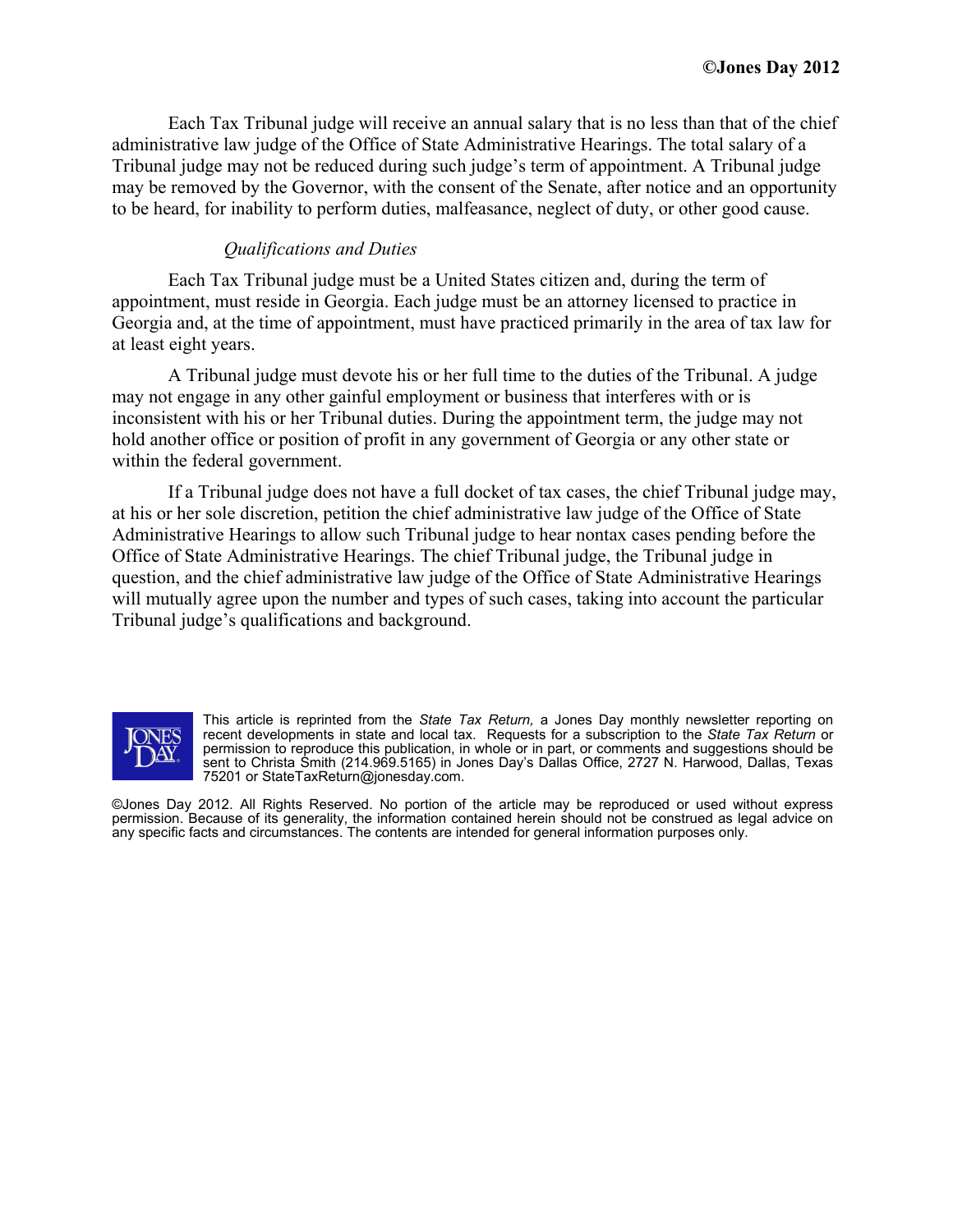Each Tax Tribunal judge will receive an annual salary that is no less than that of the chief administrative law judge of the Office of State Administrative Hearings. The total salary of a Tribunal judge may not be reduced during such judge's term of appointment. A Tribunal judge may be removed by the Governor, with the consent of the Senate, after notice and an opportunity to be heard, for inability to perform duties, malfeasance, neglect of duty, or other good cause.

*Qualifications and Duties*

Each Tax Tribunal judge must be a United States citizen and, during the term of appointment, must reside in Georgia. Each judge must be an attorney licensed to practice in Georgia and, at the time of appointment, must have practiced primarily in the area of tax law for at least eight years.

A Tribunal judge must devote his or her full time to the duties of the Tribunal. A judge may not engage in any other gainful employment or business that interferes with or is inconsistent with his or her Tribunal duties. During the appointment term, the judge may not hold another office or position of profit in any government of Georgia or any other state or within the federal government.

If a Tribunal judge does not have a full docket of tax cases, the chief Tribunal judge may, at his or her sole discretion, petition the chief administrative law judge of the Office of State Administrative Hearings to allow such Tribunal judge to hear nontax cases pending before the Office of State Administrative Hearings. The chief Tribunal judge, the Tribunal judge in question, and the chief administrative law judge of the Office of State Administrative Hearings will mutually agree upon the number and types of such cases, taking into account the particular Tribunal judge's qualifications and background.

JONES DAY

This article is reprinted from the *State Tax Return,* a Jones Day monthly newsletter reporting on recent developments in state and local tax. Requests for a subscription to the *State Tax Return* or permission to reproduce this publication, in whole or in part, or comments and suggestions should be sent to Christa Smith (214.969.5165) in Jones Day's Dallas Office, 2727 N. Harwood, Dallas, Texas 75201 or StateTaxReturn@jonesday.com.

©Jones Day 2012. All Rights Reserved. No portion of the article may be reproduced or used without express permission. Because of its generality, the information contained herein should not be construed as legal advice on any specific facts and circumstances. The contents are intended for general information purposes only.